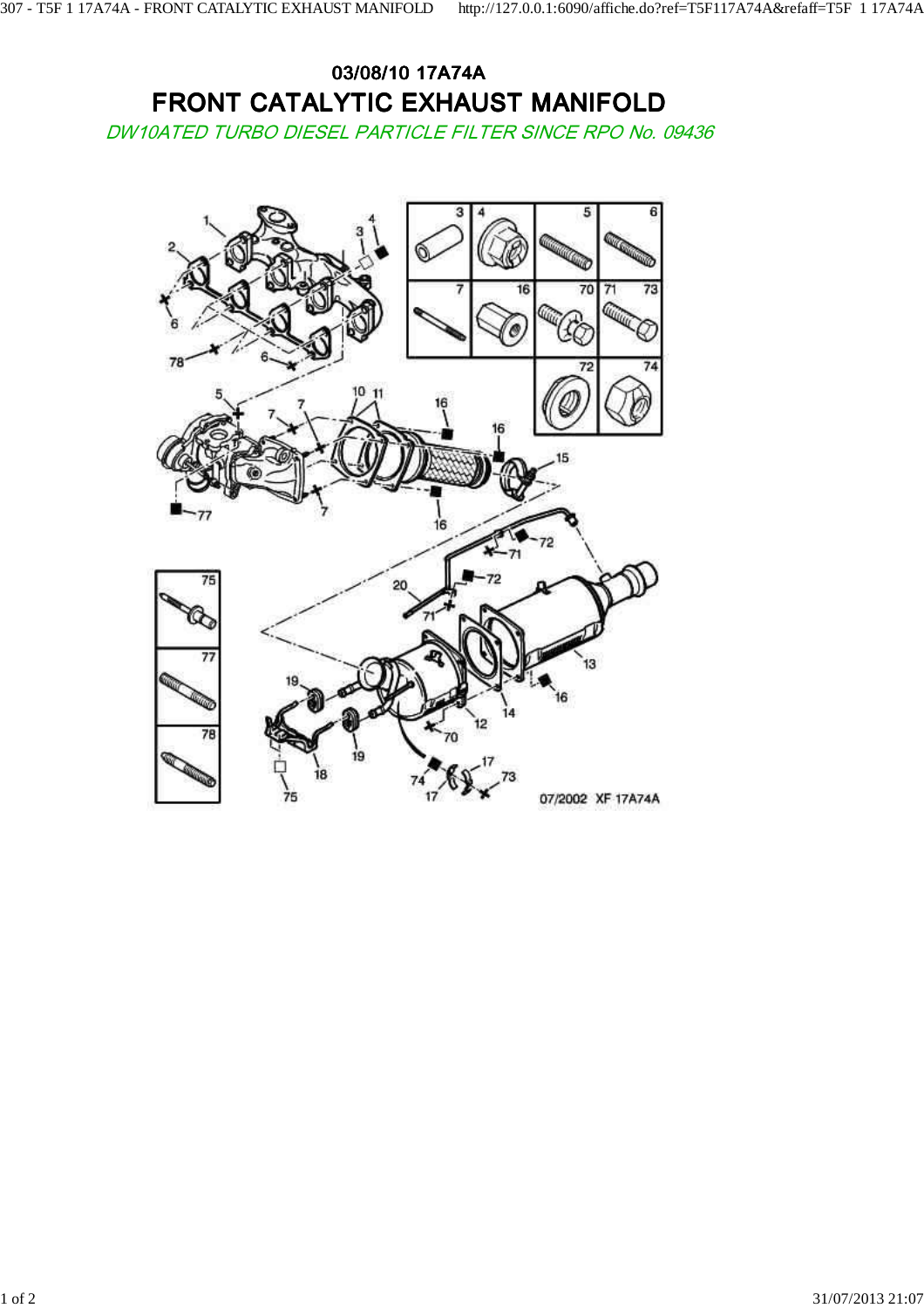# 03/08/10 17A74A

# FRONT CATALYTIC EXHAUST MANIFOLD

*DW10ATED TURBO DIESEL PARTICLE FILTER SINCE RPO No. 09436*

07/2002 XF 17A74A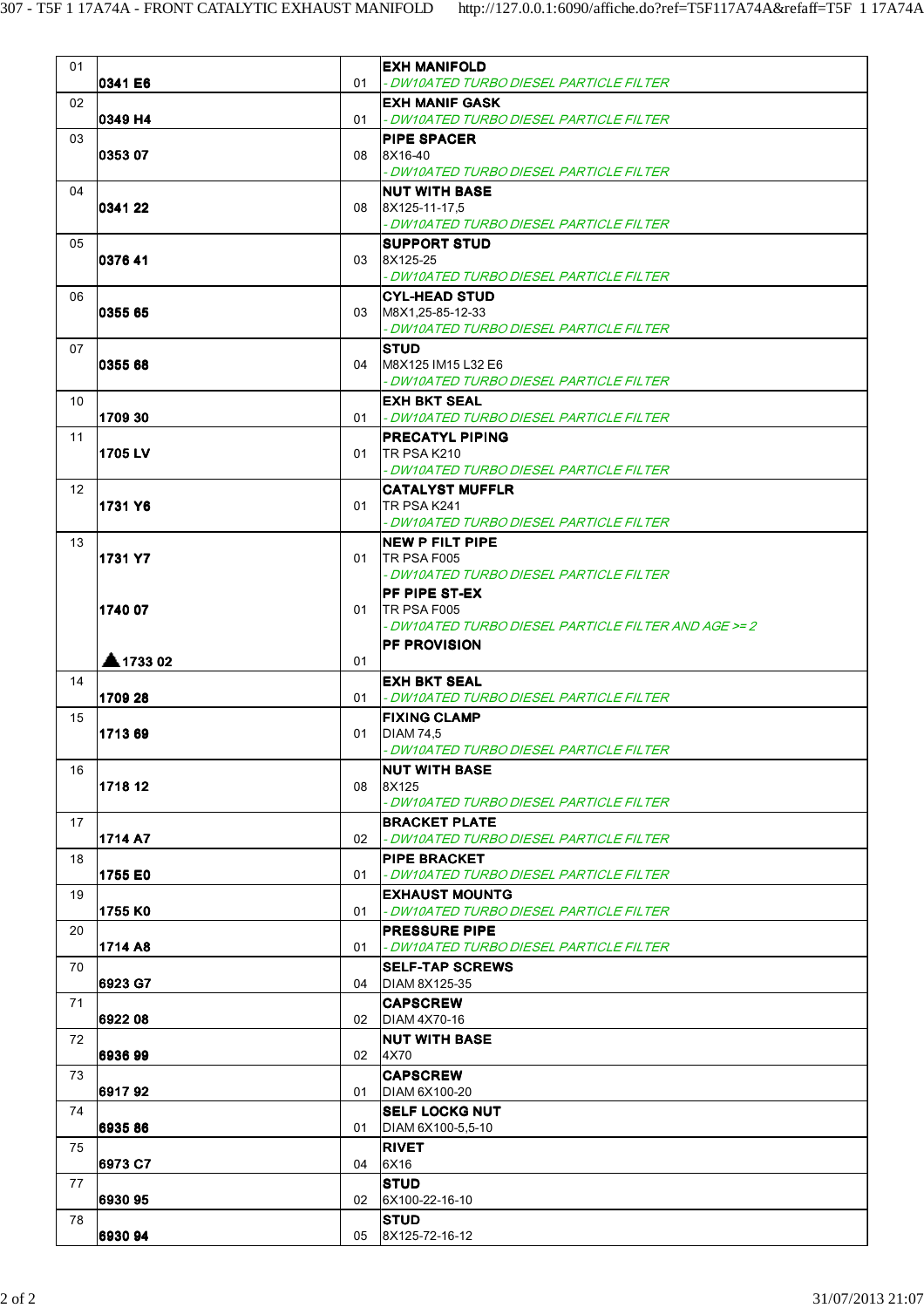| | | | |
|---|---|---|---|
| 01 | **0341 E6** | 01 | **EXH MANIFOLD**<br>*- DW10ATED TURBO DIESEL PARTICLE FILTER* |
| 02 | **0349 H4** | 01 | **EXH MANIF GASK**<br>*- DW10ATED TURBO DIESEL PARTICLE FILTER* |
| 03 | **0353 07** | 08 | **PIPE SPACER**<br>8X16-40<br>*- DW10ATED TURBO DIESEL PARTICLE FILTER* |
| 04 | **0341 22** | 08 | **NUT WITH BASE**<br>8X125-11-17,5<br>*- DW10ATED TURBO DIESEL PARTICLE FILTER* |
| 05 | **0376 41** | 03 | **SUPPORT STUD**<br>8X125-25<br>*- DW10ATED TURBO DIESEL PARTICLE FILTER* |
| 06 | **0355 65** | 03 | **CYL-HEAD STUD**<br>M8X1,25-85-12-33<br>*- DW10ATED TURBO DIESEL PARTICLE FILTER* |
| 07 | **0355 68** | 04 | **STUD**<br>M8X125 IM15 L32 E6<br>*- DW10ATED TURBO DIESEL PARTICLE FILTER* |
| 10 | **1709 30** | 01 | **EXH BKT SEAL**<br>*- DW10ATED TURBO DIESEL PARTICLE FILTER* |
| 11 | **1705 LV** | 01 | **PRECATYL PIPING**<br>TR PSA K210<br>*- DW10ATED TURBO DIESEL PARTICLE FILTER* |
| 12 | **1731 Y6** | 01 | **CATALYST MUFFLR**<br>TR PSA K241<br>*- DW10ATED TURBO DIESEL PARTICLE FILTER* |
| 13 | **1731 Y7** | 01 | **NEW P FILT PIPE**<br>TR PSA F005<br>*- DW10ATED TURBO DIESEL PARTICLE FILTER* |
| | **1740 07** | 01 | **PF PIPE ST-EX**<br>TR PSA F005<br>*- DW10ATED TURBO DIESEL PARTICLE FILTER AND AGE >= 2* |
| | ▲1733 02 | 01 | **PF PROVISION** |
| 14 | **1709 28** | 01 | **EXH BKT SEAL**<br>*- DW10ATED TURBO DIESEL PARTICLE FILTER* |
| 15 | **1713 69** | 01 | **FIXING CLAMP**<br>DIAM 74,5<br>*- DW10ATED TURBO DIESEL PARTICLE FILTER* |
| 16 | **1718 12** | 08 | **NUT WITH BASE**<br>8X125<br>*- DW10ATED TURBO DIESEL PARTICLE FILTER* |
| 17 | **1714 A7** | 02 | **BRACKET PLATE**<br>*- DW10ATED TURBO DIESEL PARTICLE FILTER* |
| 18 | **1755 E0** | 01 | **PIPE BRACKET**<br>*- DW10ATED TURBO DIESEL PARTICLE FILTER* |
| 19 | **1755 K0** | 01 | **EXHAUST MOUNTG**<br>*- DW10ATED TURBO DIESEL PARTICLE FILTER* |
| 20 | **1714 A8** | 01 | **PRESSURE PIPE**<br>*- DW10ATED TURBO DIESEL PARTICLE FILTER* |
| 70 | **6923 G7** | 04 | **SELF-TAP SCREWS**<br>DIAM 8X125-35 |
| 71 | **6922 08** | 02 | **CAPSCREW**<br>DIAM 4X70-16 |
| 72 | **6936 99** | 02 | **NUT WITH BASE**<br>4X70 |
| 73 | **6917 92** | 01 | **CAPSCREW**<br>DIAM 6X100-20 |
| 74 | **6935 86** | 01 | **SELF LOCKG NUT**<br>DIAM 6X100-5,5-10 |
| 75 | **6973 C7** | 04 | **RIVET**<br>6X16 |
| 77 | **6930 95** | 02 | **STUD**<br>6X100-22-16-10 |
| 78 | **6930 94** | 05 | **STUD**<br>8X125-72-16-12 |